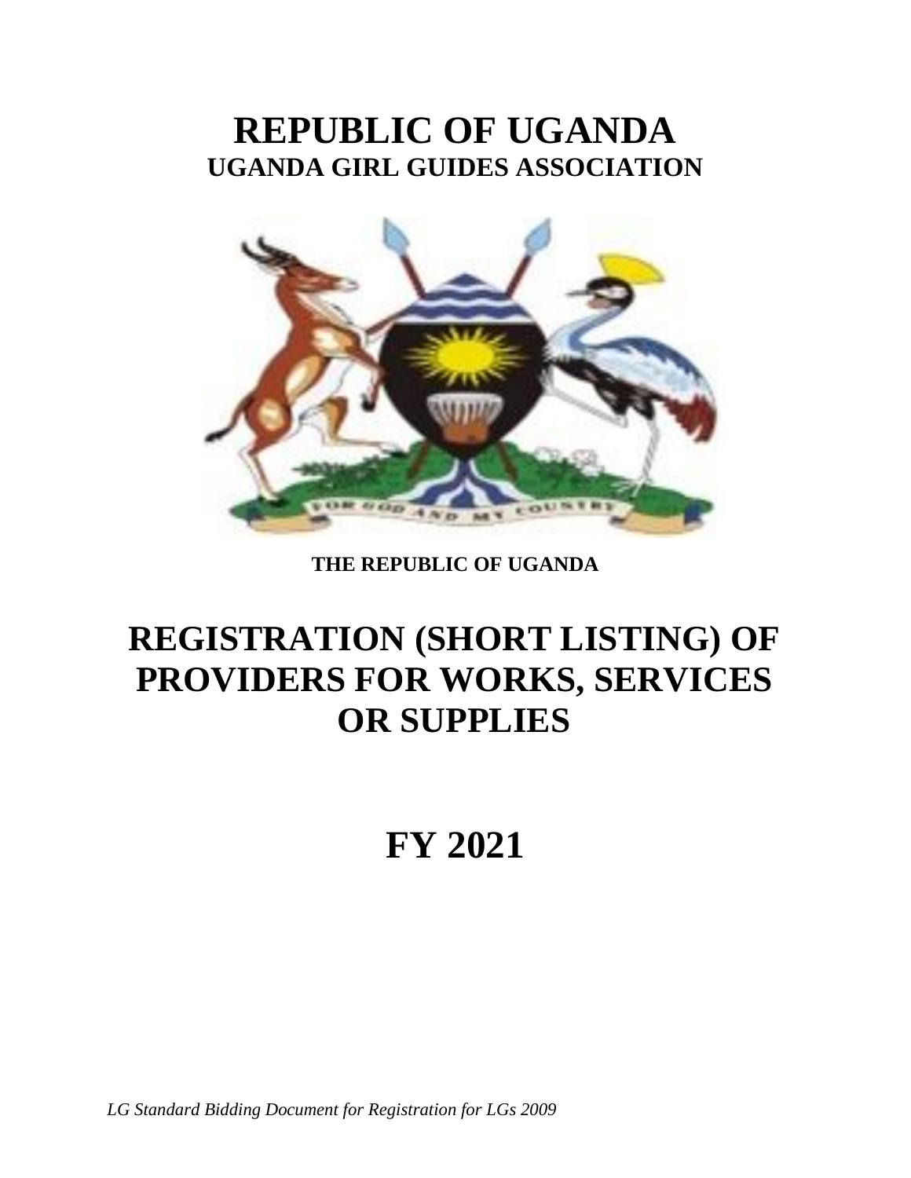# REPUBLIC OF UGANDA

## UGANDA GIRL GUIDES ASSOCIATION

FOR GOD AND MY COUNTRY

**THE REPUBLIC OF UGANDA**

# REGISTRATION (SHORT LISTING) OF PROVIDERS FOR WORKS, SERVICES OR SUPPLIES

# FY 2021

*LG Standard Bidding Document for Registration for LGs 2009*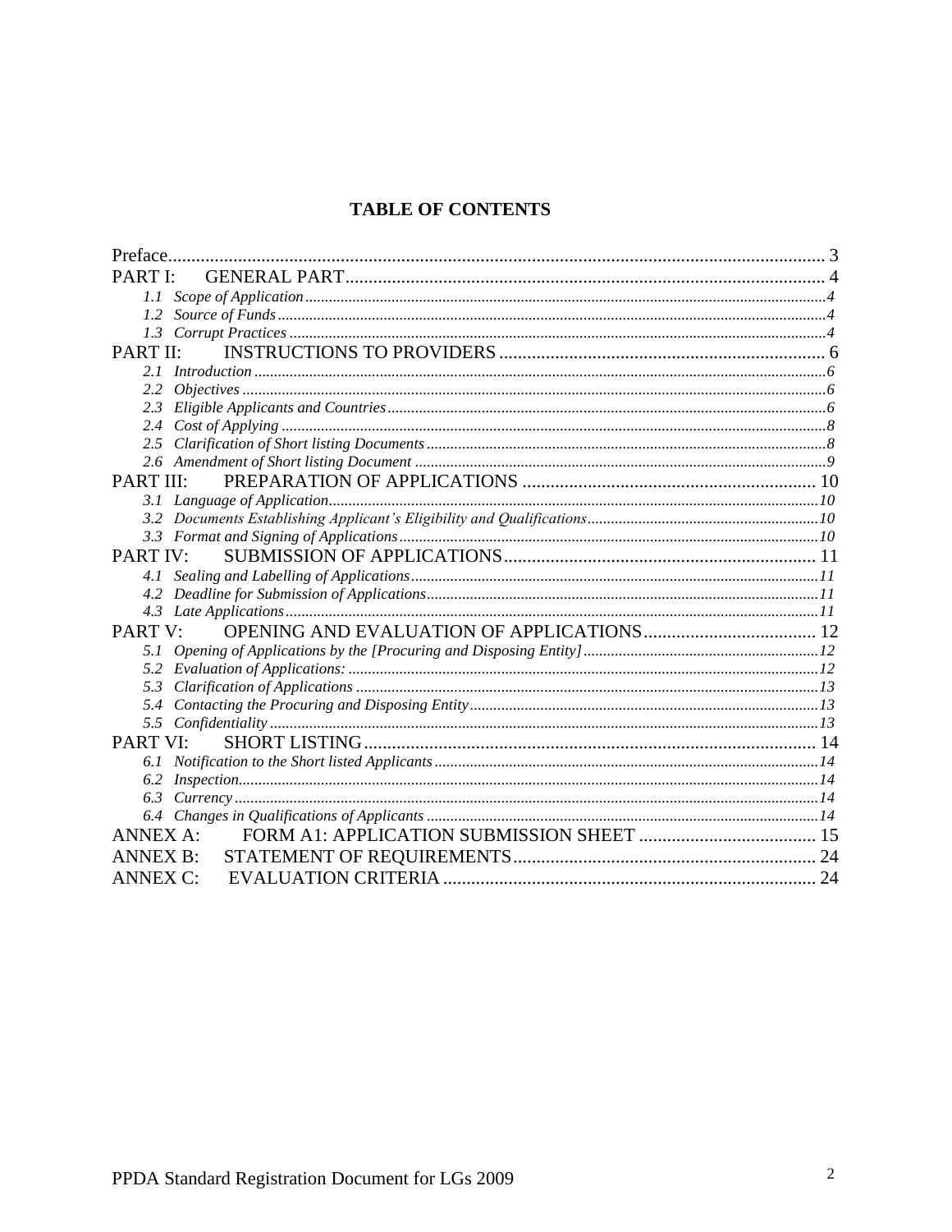# TABLE OF CONTENTS

Preface........................................................................................................................ 3
PART I: GENERAL PART...................................................................................... 4
- *1.1 Scope of Application*.............................................................................................4
- *1.2 Source of Funds*...................................................................................................4
- *1.3 Corrupt Practices*.................................................................................................4

PART II: INSTRUCTIONS TO PROVIDERS ..................................................................... 6
- *2.1 Introduction*..........................................................................................................6
- *2.2 Objectives*............................................................................................................6
- *2.3 Eligible Applicants and Countries*........................................................................6
- *2.4 Cost of Applying*...................................................................................................8
- *2.5 Clarification of Short listing Documents*...............................................................8
- *2.6 Amendment of Short listing Document*................................................................9

PART III: PREPARATION OF APPLICATIONS .............................................................. 10
- *3.1 Language of Application*.....................................................................................10
- *3.2 Documents Establishing Applicant's Eligibility and Qualifications*.....................10
- *3.3 Format and Signing of Applications*...................................................................10

PART IV: SUBMISSION OF APPLICATIONS.................................................................. 11
- *4.1 Sealing and Labelling of Applications*................................................................11
- *4.2 Deadline for Submission of Applications*............................................................11
- *4.3 Late Applications*................................................................................................11

PART V: OPENING AND EVALUATION OF APPLICATIONS..................................... 12
- *5.1 Opening of Applications by the [Procuring and Disposing Entity]*.....................12
- *5.2 Evaluation of Applications:*................................................................................12
- *5.3 Clarification of Applications*..............................................................................13
- *5.4 Contacting the Procuring and Disposing Entity*..................................................13
- *5.5 Confidentiality*....................................................................................................13

PART VI: SHORT LISTING.................................................................................. 14
- *6.1 Notification to the Short listed Applicants*..........................................................14
- *6.2 Inspection*...........................................................................................................14
- *6.3 Currency*.............................................................................................................14
- *6.4 Changes in Qualifications of Applicants*............................................................14

ANNEX A: FORM A1: APPLICATION SUBMISSION SHEET ...................................... 15
ANNEX B: STATEMENT OF REQUIREMENTS................................................................ 24
ANNEX C: EVALUATION CRITERIA ............................................................................... 24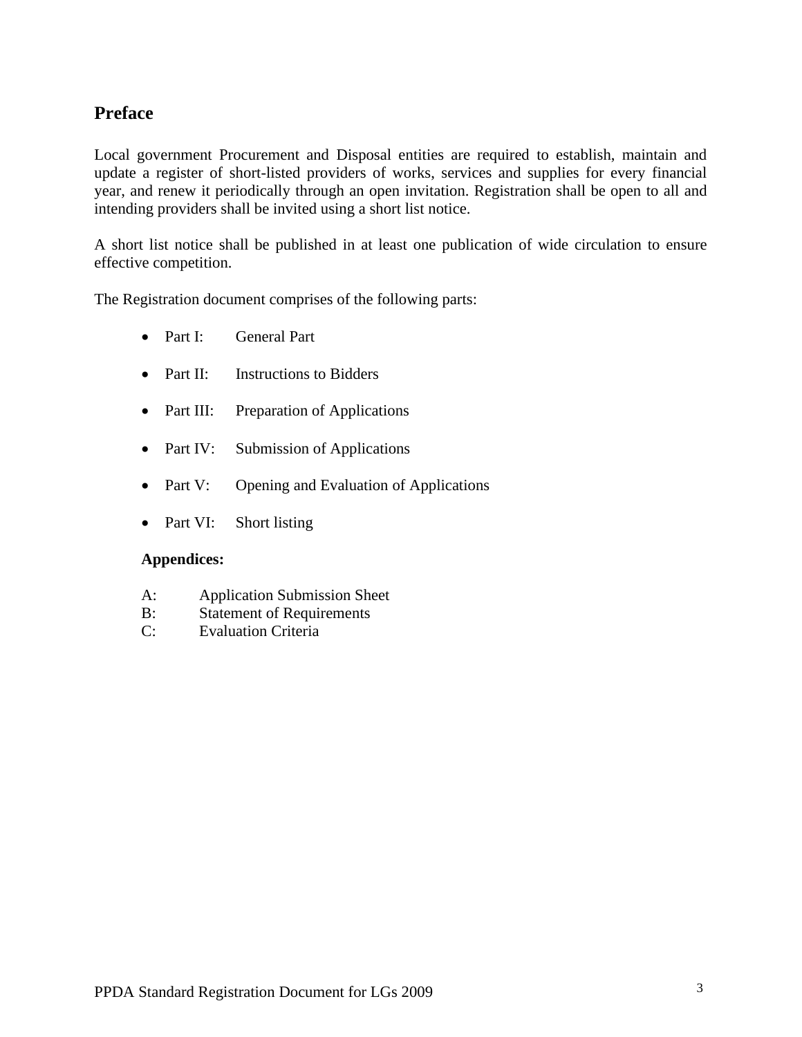## Preface

Local government Procurement and Disposal entities are required to establish, maintain and update a register of short-listed providers of works, services and supplies for every financial year, and renew it periodically through an open invitation. Registration shall be open to all and intending providers shall be invited using a short list notice.

A short list notice shall be published in at least one publication of wide circulation to ensure effective competition.

The Registration document comprises of the following parts:

- Part I: General Part
- Part II: Instructions to Bidders
- Part III: Preparation of Applications
- Part IV: Submission of Applications
- Part V: Opening and Evaluation of Applications
- Part VI: Short listing

**Appendices:**

A: Application Submission Sheet
B: Statement of Requirements
C: Evaluation Criteria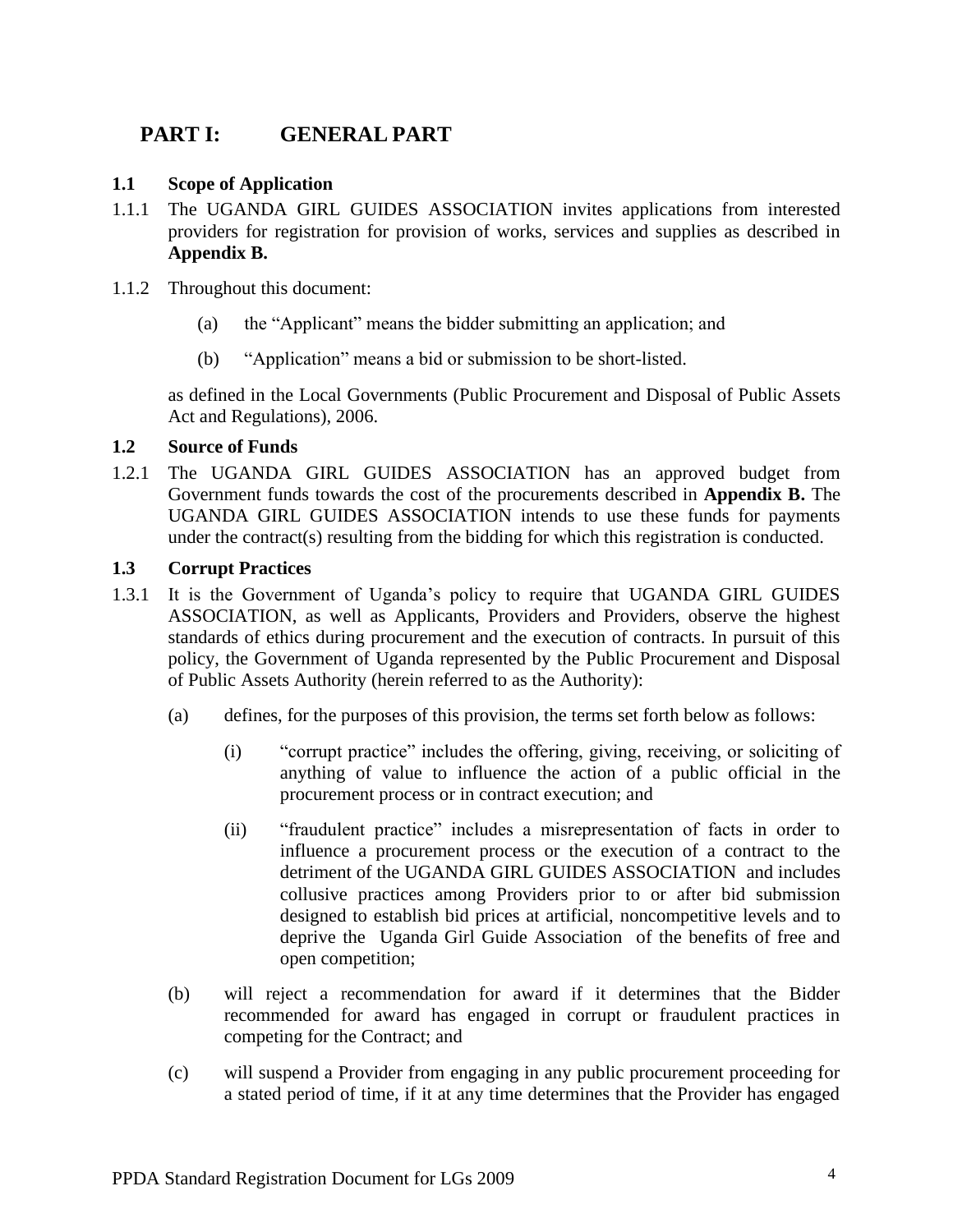# PART I: GENERAL PART

### 1.1 Scope of Application

1.1.1 The UGANDA GIRL GUIDES ASSOCIATION invites applications from interested providers for registration for provision of works, services and supplies as described in **Appendix B.**

1.1.2 Throughout this document:

(a) the "Applicant" means the bidder submitting an application; and

(b) "Application" means a bid or submission to be short-listed.

as defined in the Local Governments (Public Procurement and Disposal of Public Assets Act and Regulations), 2006.

### 1.2 Source of Funds

1.2.1 The UGANDA GIRL GUIDES ASSOCIATION has an approved budget from Government funds towards the cost of the procurements described in **Appendix B.** The UGANDA GIRL GUIDES ASSOCIATION intends to use these funds for payments under the contract(s) resulting from the bidding for which this registration is conducted.

### 1.3 Corrupt Practices

1.3.1 It is the Government of Uganda's policy to require that UGANDA GIRL GUIDES ASSOCIATION, as well as Applicants, Providers and Providers, observe the highest standards of ethics during procurement and the execution of contracts. In pursuit of this policy, the Government of Uganda represented by the Public Procurement and Disposal of Public Assets Authority (herein referred to as the Authority):

(a) defines, for the purposes of this provision, the terms set forth below as follows:

(i) "corrupt practice" includes the offering, giving, receiving, or soliciting of anything of value to influence the action of a public official in the procurement process or in contract execution; and

(ii) "fraudulent practice" includes a misrepresentation of facts in order to influence a procurement process or the execution of a contract to the detriment of the UGANDA GIRL GUIDES ASSOCIATION and includes collusive practices among Providers prior to or after bid submission designed to establish bid prices at artificial, noncompetitive levels and to deprive the Uganda Girl Guide Association of the benefits of free and open competition;

(b) will reject a recommendation for award if it determines that the Bidder recommended for award has engaged in corrupt or fraudulent practices in competing for the Contract; and

(c) will suspend a Provider from engaging in any public procurement proceeding for a stated period of time, if it at any time determines that the Provider has engaged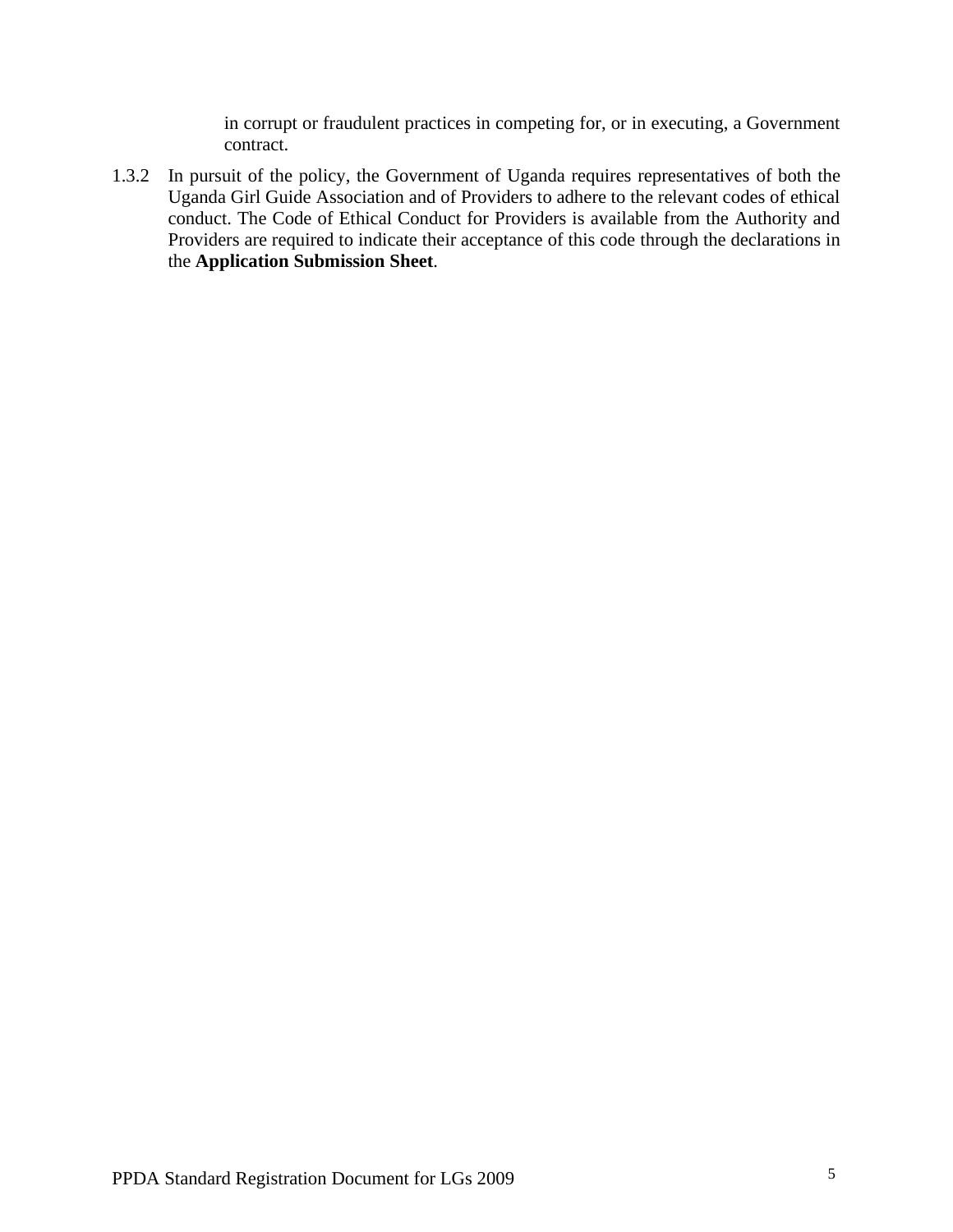in corrupt or fraudulent practices in competing for, or in executing, a Government contract.

1.3.2 In pursuit of the policy, the Government of Uganda requires representatives of both the Uganda Girl Guide Association and of Providers to adhere to the relevant codes of ethical conduct. The Code of Ethical Conduct for Providers is available from the Authority and Providers are required to indicate their acceptance of this code through the declarations in the **Application Submission Sheet**.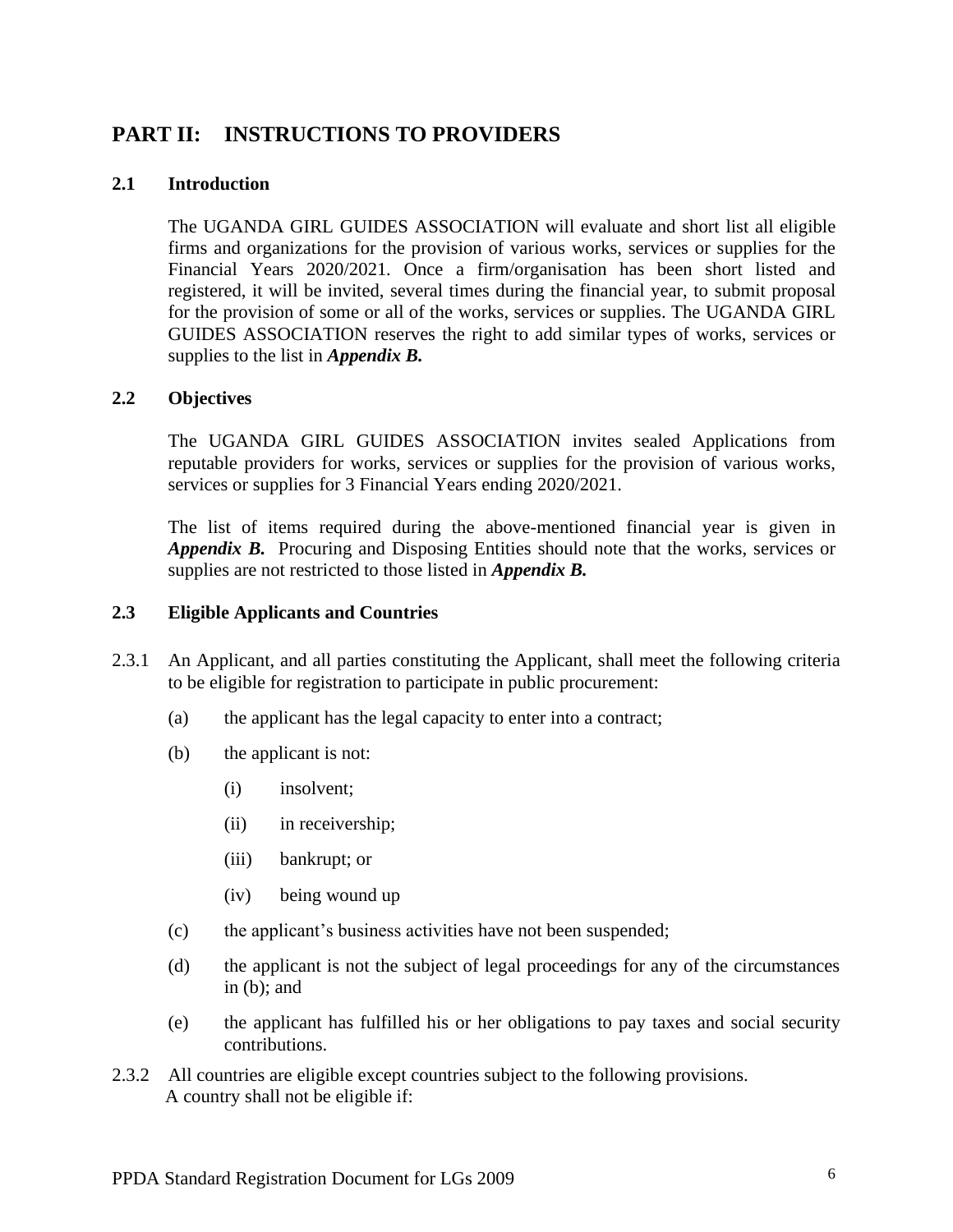# PART II: INSTRUCTIONS TO PROVIDERS

## 2.1 Introduction

The UGANDA GIRL GUIDES ASSOCIATION will evaluate and short list all eligible firms and organizations for the provision of various works, services or supplies for the Financial Years 2020/2021. Once a firm/organisation has been short listed and registered, it will be invited, several times during the financial year, to submit proposal for the provision of some or all of the works, services or supplies. The UGANDA GIRL GUIDES ASSOCIATION reserves the right to add similar types of works, services or supplies to the list in ***Appendix B.***

## 2.2 Objectives

The UGANDA GIRL GUIDES ASSOCIATION invites sealed Applications from reputable providers for works, services or supplies for the provision of various works, services or supplies for 3 Financial Years ending 2020/2021.

The list of items required during the above-mentioned financial year is given in ***Appendix B.*** Procuring and Disposing Entities should note that the works, services or supplies are not restricted to those listed in ***Appendix B.***

## 2.3 Eligible Applicants and Countries

2.3.1 An Applicant, and all parties constituting the Applicant, shall meet the following criteria to be eligible for registration to participate in public procurement:

(a) the applicant has the legal capacity to enter into a contract;

(b) the applicant is not:

(i) insolvent;

(ii) in receivership;

(iii) bankrupt; or

(iv) being wound up

(c) the applicant's business activities have not been suspended;

(d) the applicant is not the subject of legal proceedings for any of the circumstances in (b); and

(e) the applicant has fulfilled his or her obligations to pay taxes and social security contributions.

2.3.2 All countries are eligible except countries subject to the following provisions. A country shall not be eligible if: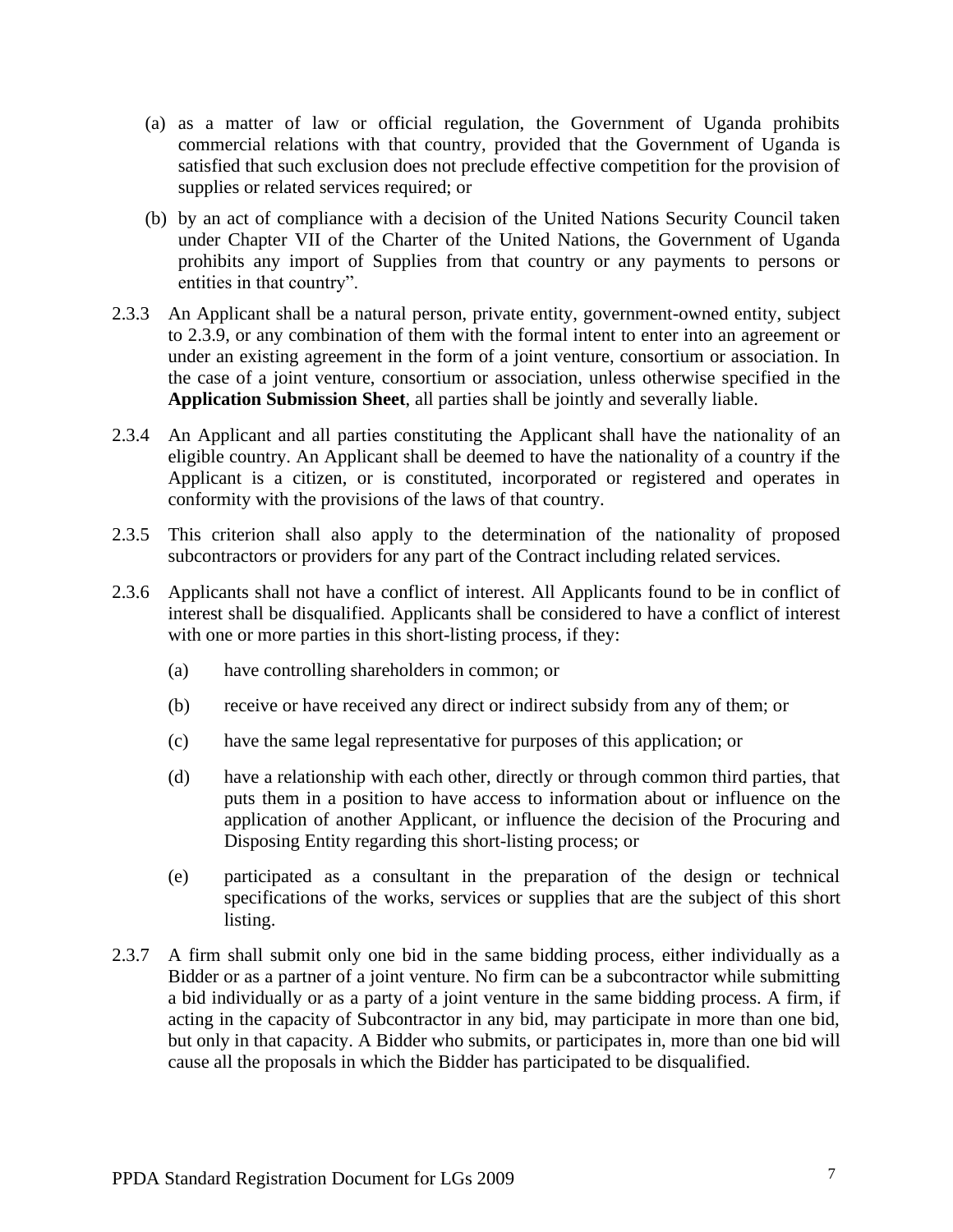(a) as a matter of law or official regulation, the Government of Uganda prohibits commercial relations with that country, provided that the Government of Uganda is satisfied that such exclusion does not preclude effective competition for the provision of supplies or related services required; or

(b) by an act of compliance with a decision of the United Nations Security Council taken under Chapter VII of the Charter of the United Nations, the Government of Uganda prohibits any import of Supplies from that country or any payments to persons or entities in that country".

2.3.3 An Applicant shall be a natural person, private entity, government-owned entity, subject to 2.3.9, or any combination of them with the formal intent to enter into an agreement or under an existing agreement in the form of a joint venture, consortium or association. In the case of a joint venture, consortium or association, unless otherwise specified in the **Application Submission Sheet**, all parties shall be jointly and severally liable.

2.3.4 An Applicant and all parties constituting the Applicant shall have the nationality of an eligible country. An Applicant shall be deemed to have the nationality of a country if the Applicant is a citizen, or is constituted, incorporated or registered and operates in conformity with the provisions of the laws of that country.

2.3.5 This criterion shall also apply to the determination of the nationality of proposed subcontractors or providers for any part of the Contract including related services.

2.3.6 Applicants shall not have a conflict of interest. All Applicants found to be in conflict of interest shall be disqualified. Applicants shall be considered to have a conflict of interest with one or more parties in this short-listing process, if they:

(a) have controlling shareholders in common; or

(b) receive or have received any direct or indirect subsidy from any of them; or

(c) have the same legal representative for purposes of this application; or

(d) have a relationship with each other, directly or through common third parties, that puts them in a position to have access to information about or influence on the application of another Applicant, or influence the decision of the Procuring and Disposing Entity regarding this short-listing process; or

(e) participated as a consultant in the preparation of the design or technical specifications of the works, services or supplies that are the subject of this short listing.

2.3.7 A firm shall submit only one bid in the same bidding process, either individually as a Bidder or as a partner of a joint venture. No firm can be a subcontractor while submitting a bid individually or as a party of a joint venture in the same bidding process. A firm, if acting in the capacity of Subcontractor in any bid, may participate in more than one bid, but only in that capacity. A Bidder who submits, or participates in, more than one bid will cause all the proposals in which the Bidder has participated to be disqualified.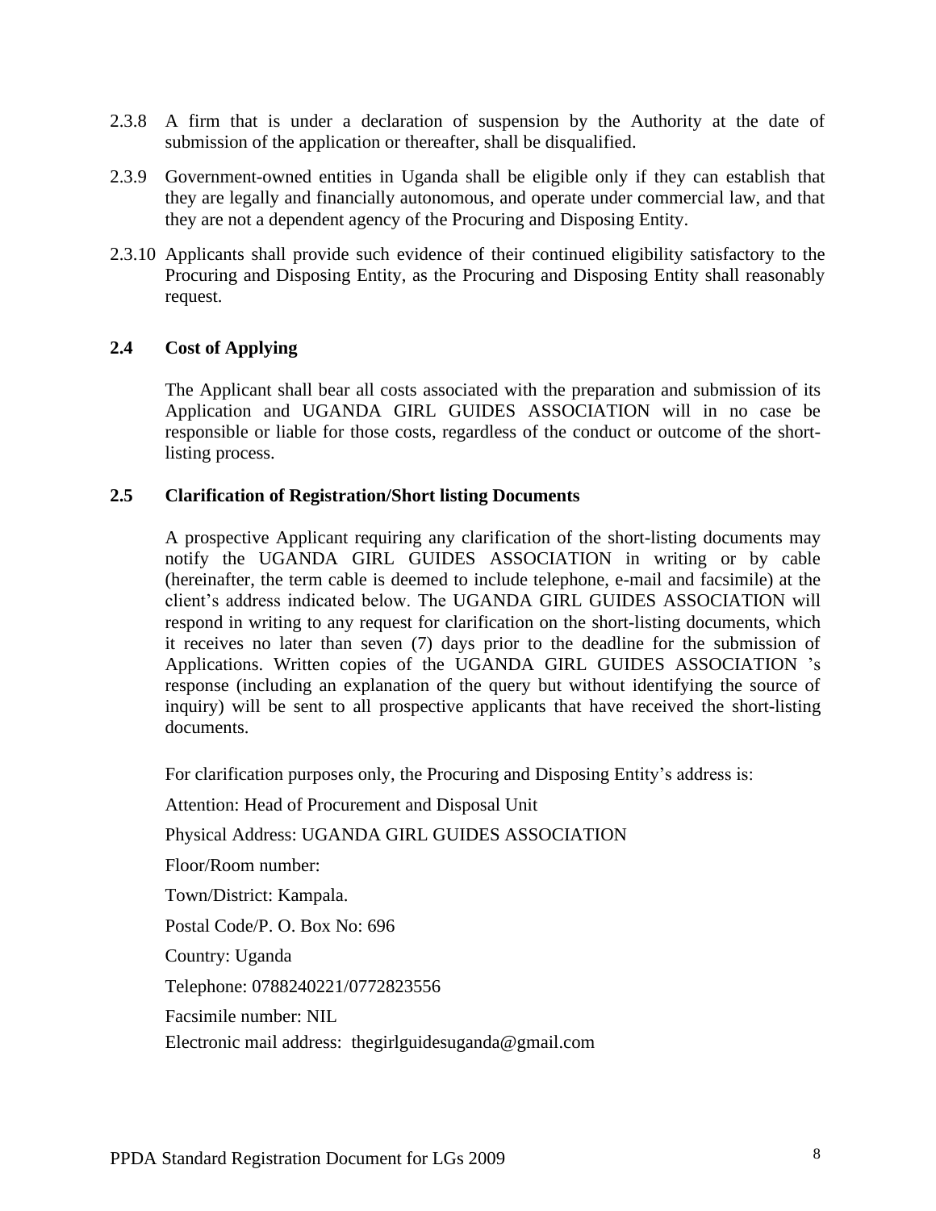2.3.8 A firm that is under a declaration of suspension by the Authority at the date of submission of the application or thereafter, shall be disqualified.

2.3.9 Government-owned entities in Uganda shall be eligible only if they can establish that they are legally and financially autonomous, and operate under commercial law, and that they are not a dependent agency of the Procuring and Disposing Entity.

2.3.10 Applicants shall provide such evidence of their continued eligibility satisfactory to the Procuring and Disposing Entity, as the Procuring and Disposing Entity shall reasonably request.

### 2.4 Cost of Applying

The Applicant shall bear all costs associated with the preparation and submission of its Application and UGANDA GIRL GUIDES ASSOCIATION will in no case be responsible or liable for those costs, regardless of the conduct or outcome of the short-listing process.

### 2.5 Clarification of Registration/Short listing Documents

A prospective Applicant requiring any clarification of the short-listing documents may notify the UGANDA GIRL GUIDES ASSOCIATION in writing or by cable (hereinafter, the term cable is deemed to include telephone, e-mail and facsimile) at the client's address indicated below. The UGANDA GIRL GUIDES ASSOCIATION will respond in writing to any request for clarification on the short-listing documents, which it receives no later than seven (7) days prior to the deadline for the submission of Applications. Written copies of the UGANDA GIRL GUIDES ASSOCIATION 's response (including an explanation of the query but without identifying the source of inquiry) will be sent to all prospective applicants that have received the short-listing documents.

For clarification purposes only, the Procuring and Disposing Entity's address is:

Attention: Head of Procurement and Disposal Unit

Physical Address: UGANDA GIRL GUIDES ASSOCIATION

Floor/Room number:

Town/District: Kampala.

Postal Code/P. O. Box No: 696

Country: Uganda

Telephone: 0788240221/0772823556

Facsimile number: NIL

Electronic mail address: thegirlguidesuganda@gmail.com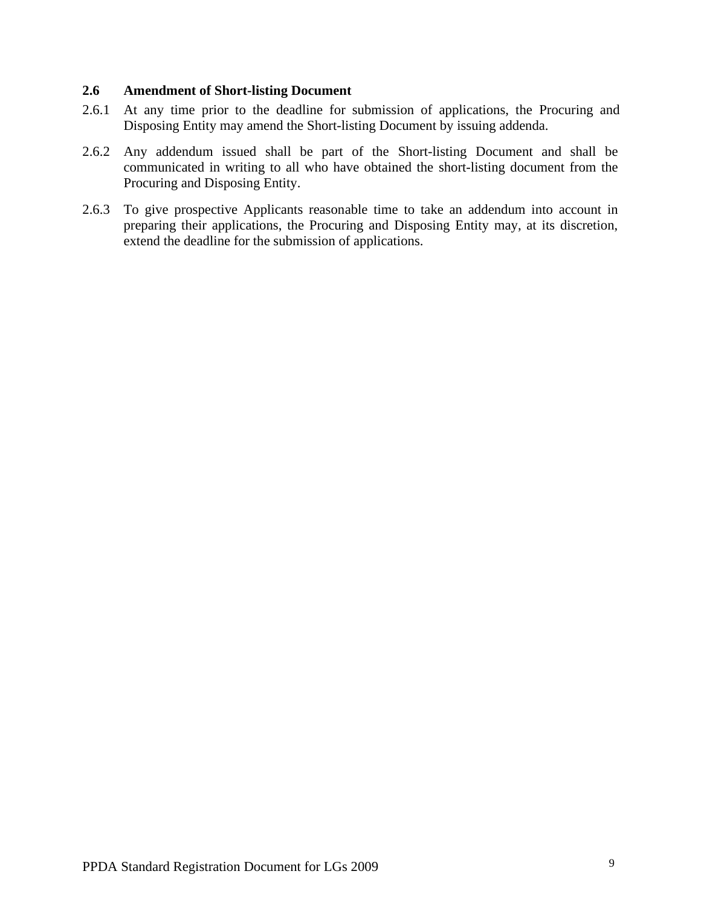**2.6 Amendment of Short-listing Document**

2.6.1 At any time prior to the deadline for submission of applications, the Procuring and Disposing Entity may amend the Short-listing Document by issuing addenda.

2.6.2 Any addendum issued shall be part of the Short-listing Document and shall be communicated in writing to all who have obtained the short-listing document from the Procuring and Disposing Entity.

2.6.3 To give prospective Applicants reasonable time to take an addendum into account in preparing their applications, the Procuring and Disposing Entity may, at its discretion, extend the deadline for the submission of applications.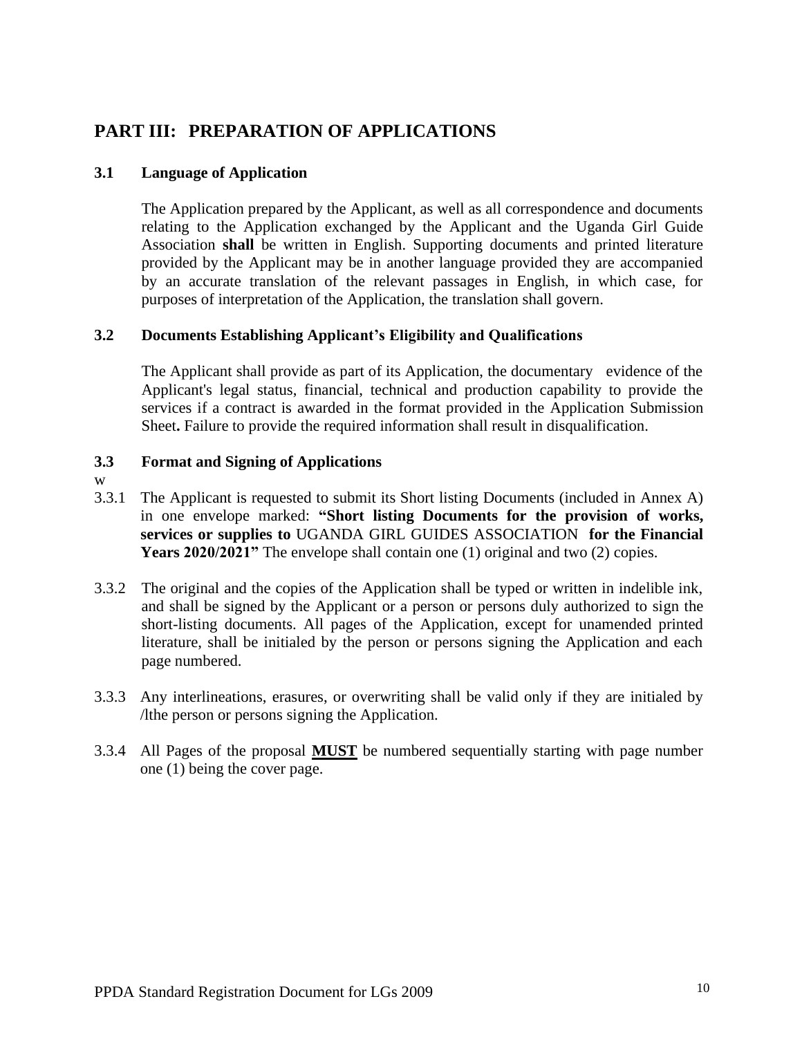# PART III: PREPARATION OF APPLICATIONS

## 3.1 Language of Application

The Application prepared by the Applicant, as well as all correspondence and documents relating to the Application exchanged by the Applicant and the Uganda Girl Guide Association **shall** be written in English. Supporting documents and printed literature provided by the Applicant may be in another language provided they are accompanied by an accurate translation of the relevant passages in English, in which case, for purposes of interpretation of the Application, the translation shall govern.

## 3.2 Documents Establishing Applicant's Eligibility and Qualifications

The Applicant shall provide as part of its Application, the documentary evidence of the Applicant's legal status, financial, technical and production capability to provide the services if a contract is awarded in the format provided in the Application Submission Sheet**.** Failure to provide the required information shall result in disqualification.

## 3.3 Format and Signing of Applications

w

3.3.1 The Applicant is requested to submit its Short listing Documents (included in Annex A) in one envelope marked: **"Short listing Documents for the provision of works, services or supplies to** UGANDA GIRL GUIDES ASSOCIATION **for the Financial Years 2020/2021"** The envelope shall contain one (1) original and two (2) copies.

3.3.2 The original and the copies of the Application shall be typed or written in indelible ink, and shall be signed by the Applicant or a person or persons duly authorized to sign the short-listing documents. All pages of the Application, except for unamended printed literature, shall be initialed by the person or persons signing the Application and each page numbered.

3.3.3 Any interlineations, erasures, or overwriting shall be valid only if they are initialed by /lthe person or persons signing the Application.

3.3.4 All Pages of the proposal **MUST** be numbered sequentially starting with page number one (1) being the cover page.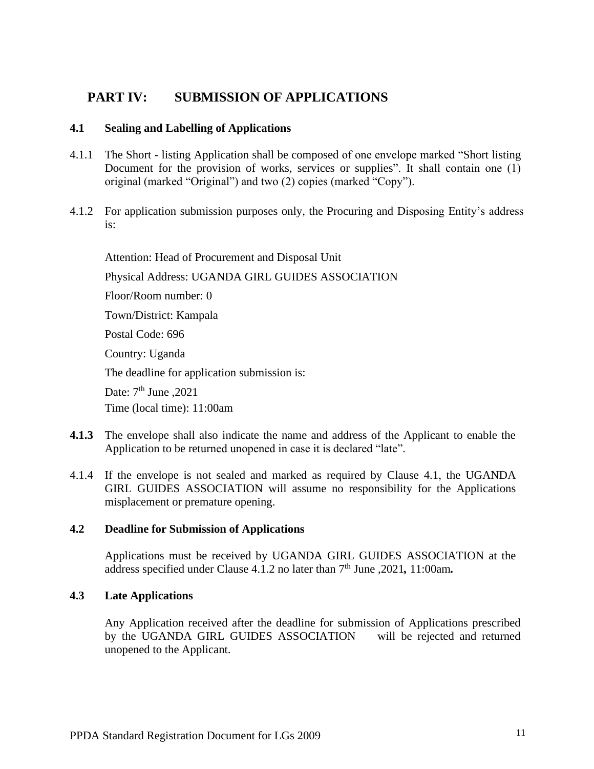# PART IV: SUBMISSION OF APPLICATIONS

## 4.1 Sealing and Labelling of Applications

4.1.1 The Short - listing Application shall be composed of one envelope marked "Short listing Document for the provision of works, services or supplies". It shall contain one (1) original (marked "Original") and two (2) copies (marked "Copy").

4.1.2 For application submission purposes only, the Procuring and Disposing Entity's address is:

Attention: Head of Procurement and Disposal Unit

Physical Address: UGANDA GIRL GUIDES ASSOCIATION

Floor/Room number: 0

Town/District: Kampala

Postal Code: 696

Country: Uganda

The deadline for application submission is:

Date: 7th June ,2021

Time (local time): 11:00am

**4.1.3** The envelope shall also indicate the name and address of the Applicant to enable the Application to be returned unopened in case it is declared "late".

4.1.4 If the envelope is not sealed and marked as required by Clause 4.1, the UGANDA GIRL GUIDES ASSOCIATION will assume no responsibility for the Applications misplacement or premature opening.

## 4.2 Deadline for Submission of Applications

Applications must be received by UGANDA GIRL GUIDES ASSOCIATION at the address specified under Clause 4.1.2 no later than 7th June ,2021**,** 11:00am**.**

## 4.3 Late Applications

Any Application received after the deadline for submission of Applications prescribed by the UGANDA GIRL GUIDES ASSOCIATION will be rejected and returned unopened to the Applicant.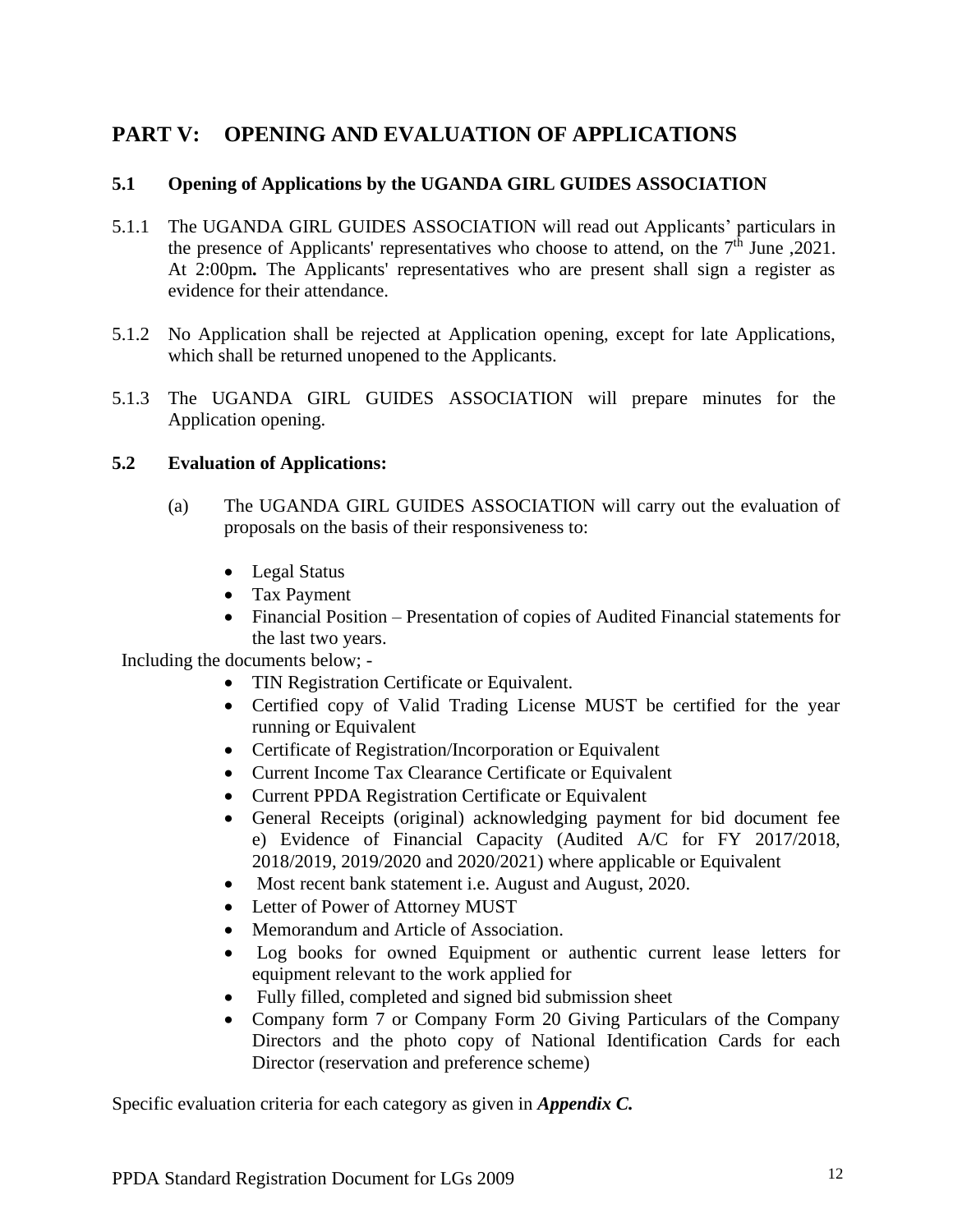## PART V: OPENING AND EVALUATION OF APPLICATIONS

### 5.1 Opening of Applications by the UGANDA GIRL GUIDES ASSOCIATION

5.1.1 The UGANDA GIRL GUIDES ASSOCIATION will read out Applicants' particulars in the presence of Applicants' representatives who choose to attend, on the 7th June ,2021. At 2:00pm**.** The Applicants' representatives who are present shall sign a register as evidence for their attendance.

5.1.2 No Application shall be rejected at Application opening, except for late Applications, which shall be returned unopened to the Applicants.

5.1.3 The UGANDA GIRL GUIDES ASSOCIATION will prepare minutes for the Application opening.

### 5.2 Evaluation of Applications:

(a) The UGANDA GIRL GUIDES ASSOCIATION will carry out the evaluation of proposals on the basis of their responsiveness to:

- Legal Status
- Tax Payment
- Financial Position – Presentation of copies of Audited Financial statements for the last two years.

Including the documents below; -

- TIN Registration Certificate or Equivalent.
- Certified copy of Valid Trading License MUST be certified for the year running or Equivalent
- Certificate of Registration/Incorporation or Equivalent
- Current Income Tax Clearance Certificate or Equivalent
- Current PPDA Registration Certificate or Equivalent
- General Receipts (original) acknowledging payment for bid document fee e) Evidence of Financial Capacity (Audited A/C for FY 2017/2018, 2018/2019, 2019/2020 and 2020/2021) where applicable or Equivalent
- Most recent bank statement i.e. August and August, 2020.
- Letter of Power of Attorney MUST
- Memorandum and Article of Association.
- Log books for owned Equipment or authentic current lease letters for equipment relevant to the work applied for
- Fully filled, completed and signed bid submission sheet
- Company form 7 or Company Form 20 Giving Particulars of the Company Directors and the photo copy of National Identification Cards for each Director (reservation and preference scheme)

Specific evaluation criteria for each category as given in ***Appendix C.***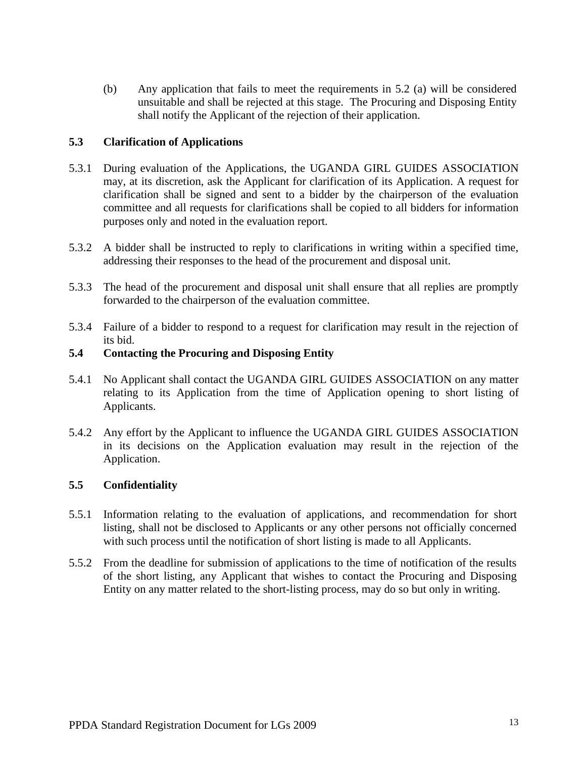(b) Any application that fails to meet the requirements in 5.2 (a) will be considered unsuitable and shall be rejected at this stage. The Procuring and Disposing Entity shall notify the Applicant of the rejection of their application.

### 5.3 Clarification of Applications

5.3.1 During evaluation of the Applications, the UGANDA GIRL GUIDES ASSOCIATION may, at its discretion, ask the Applicant for clarification of its Application. A request for clarification shall be signed and sent to a bidder by the chairperson of the evaluation committee and all requests for clarifications shall be copied to all bidders for information purposes only and noted in the evaluation report.

5.3.2 A bidder shall be instructed to reply to clarifications in writing within a specified time, addressing their responses to the head of the procurement and disposal unit.

5.3.3 The head of the procurement and disposal unit shall ensure that all replies are promptly forwarded to the chairperson of the evaluation committee.

5.3.4 Failure of a bidder to respond to a request for clarification may result in the rejection of its bid.

### 5.4 Contacting the Procuring and Disposing Entity

5.4.1 No Applicant shall contact the UGANDA GIRL GUIDES ASSOCIATION on any matter relating to its Application from the time of Application opening to short listing of Applicants.

5.4.2 Any effort by the Applicant to influence the UGANDA GIRL GUIDES ASSOCIATION in its decisions on the Application evaluation may result in the rejection of the Application.

### 5.5 Confidentiality

5.5.1 Information relating to the evaluation of applications, and recommendation for short listing, shall not be disclosed to Applicants or any other persons not officially concerned with such process until the notification of short listing is made to all Applicants.

5.5.2 From the deadline for submission of applications to the time of notification of the results of the short listing, any Applicant that wishes to contact the Procuring and Disposing Entity on any matter related to the short-listing process, may do so but only in writing.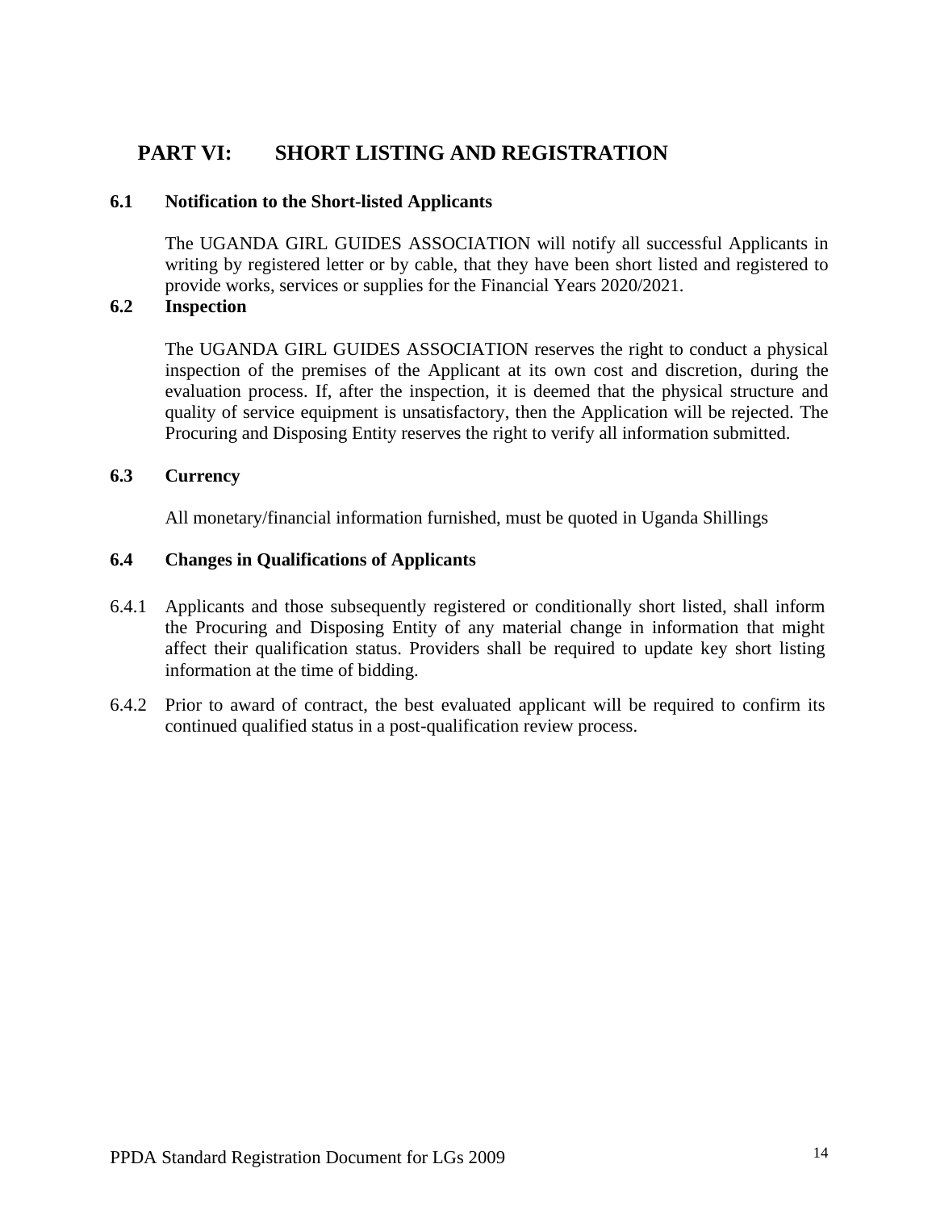# PART VI: SHORT LISTING AND REGISTRATION

## 6.1 Notification to the Short-listed Applicants

The UGANDA GIRL GUIDES ASSOCIATION will notify all successful Applicants in writing by registered letter or by cable, that they have been short listed and registered to provide works, services or supplies for the Financial Years 2020/2021.

## 6.2 Inspection

The UGANDA GIRL GUIDES ASSOCIATION reserves the right to conduct a physical inspection of the premises of the Applicant at its own cost and discretion, during the evaluation process. If, after the inspection, it is deemed that the physical structure and quality of service equipment is unsatisfactory, then the Application will be rejected. The Procuring and Disposing Entity reserves the right to verify all information submitted.

## 6.3 Currency

All monetary/financial information furnished, must be quoted in Uganda Shillings

## 6.4 Changes in Qualifications of Applicants

6.4.1 Applicants and those subsequently registered or conditionally short listed, shall inform the Procuring and Disposing Entity of any material change in information that might affect their qualification status. Providers shall be required to update key short listing information at the time of bidding.

6.4.2 Prior to award of contract, the best evaluated applicant will be required to confirm its continued qualified status in a post-qualification review process.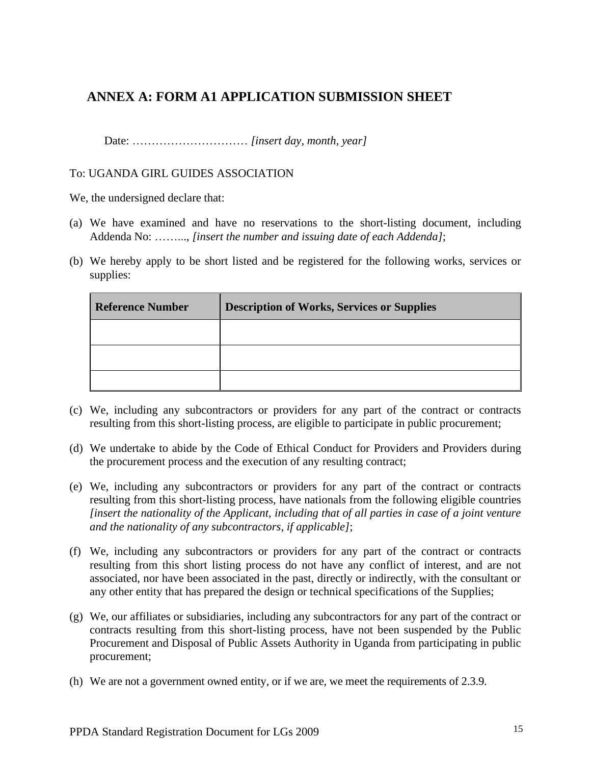## ANNEX A: FORM A1 APPLICATION SUBMISSION SHEET

Date: ………………………… *[insert day, month, year]*

To: UGANDA GIRL GUIDES ASSOCIATION

We, the undersigned declare that:

(a) We have examined and have no reservations to the short-listing document, including Addenda No: ……..., *[insert the number and issuing date of each Addenda]*;

(b) We hereby apply to be short listed and be registered for the following works, services or supplies:

| Reference Number | Description of Works, Services or Supplies |
| --- | --- |
| | |
| | |
| | |

(c) We, including any subcontractors or providers for any part of the contract or contracts resulting from this short-listing process, are eligible to participate in public procurement;

(d) We undertake to abide by the Code of Ethical Conduct for Providers and Providers during the procurement process and the execution of any resulting contract;

(e) We, including any subcontractors or providers for any part of the contract or contracts resulting from this short-listing process, have nationals from the following eligible countries *[insert the nationality of the Applicant, including that of all parties in case of a joint venture and the nationality of any subcontractors, if applicable]*;

(f) We, including any subcontractors or providers for any part of the contract or contracts resulting from this short listing process do not have any conflict of interest, and are not associated, nor have been associated in the past, directly or indirectly, with the consultant or any other entity that has prepared the design or technical specifications of the Supplies;

(g) We, our affiliates or subsidiaries, including any subcontractors for any part of the contract or contracts resulting from this short-listing process, have not been suspended by the Public Procurement and Disposal of Public Assets Authority in Uganda from participating in public procurement;

(h) We are not a government owned entity, or if we are, we meet the requirements of 2.3.9.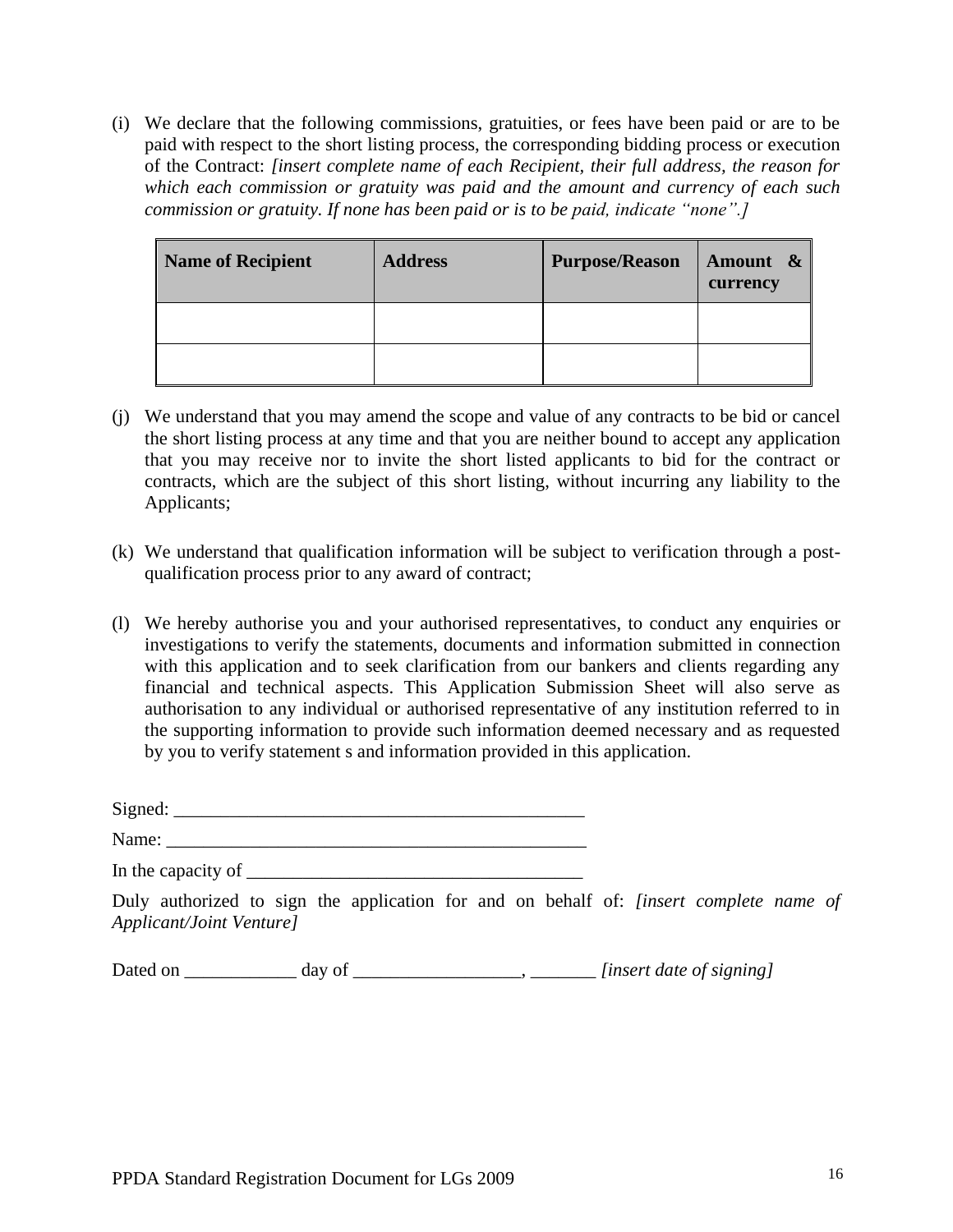(i) We declare that the following commissions, gratuities, or fees have been paid or are to be paid with respect to the short listing process, the corresponding bidding process or execution of the Contract: *[insert complete name of each Recipient, their full address, the reason for which each commission or gratuity was paid and the amount and currency of each such commission or gratuity. If none has been paid or is to be paid, indicate "none".]*

| Name of Recipient | Address | Purpose/Reason | Amount & currency |
|---|---|---|---|
| | | | |
| | | | |

(j) We understand that you may amend the scope and value of any contracts to be bid or cancel the short listing process at any time and that you are neither bound to accept any application that you may receive nor to invite the short listed applicants to bid for the contract or contracts, which are the subject of this short listing, without incurring any liability to the Applicants;

(k) We understand that qualification information will be subject to verification through a post-qualification process prior to any award of contract;

(l) We hereby authorise you and your authorised representatives, to conduct any enquiries or investigations to verify the statements, documents and information submitted in connection with this application and to seek clarification from our bankers and clients regarding any financial and technical aspects. This Application Submission Sheet will also serve as authorisation to any individual or authorised representative of any institution referred to in the supporting information to provide such information deemed necessary and as requested by you to verify statement s and information provided in this application.

Signed: _____________________________________________

Name: _______________________________________________

In the capacity of ____________________________________

Duly authorized to sign the application for and on behalf of: *[insert complete name of Applicant/Joint Venture]*

Dated on ____________ day of __________________, _______ *[insert date of signing]*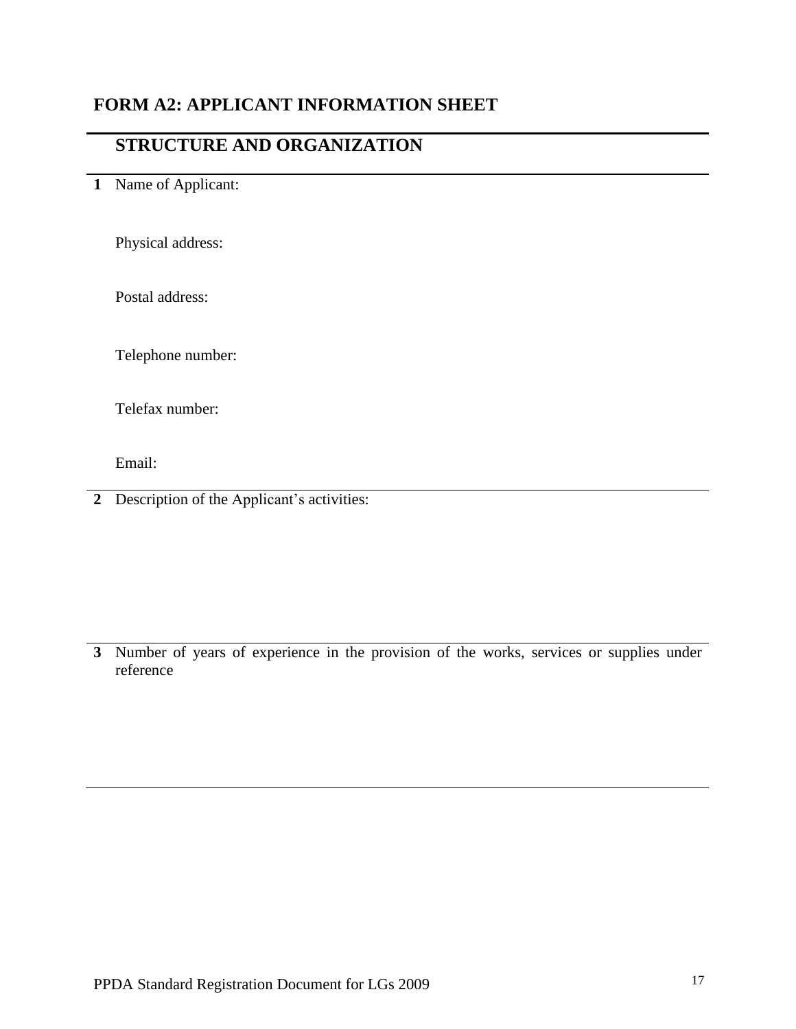## FORM A2: APPLICANT INFORMATION SHEET

### STRUCTURE AND ORGANIZATION

**1** Name of Applicant:

Physical address:

Postal address:

Telephone number:

Telefax number:

Email:

**2** Description of the Applicant's activities:

**3** Number of years of experience in the provision of the works, services or supplies under reference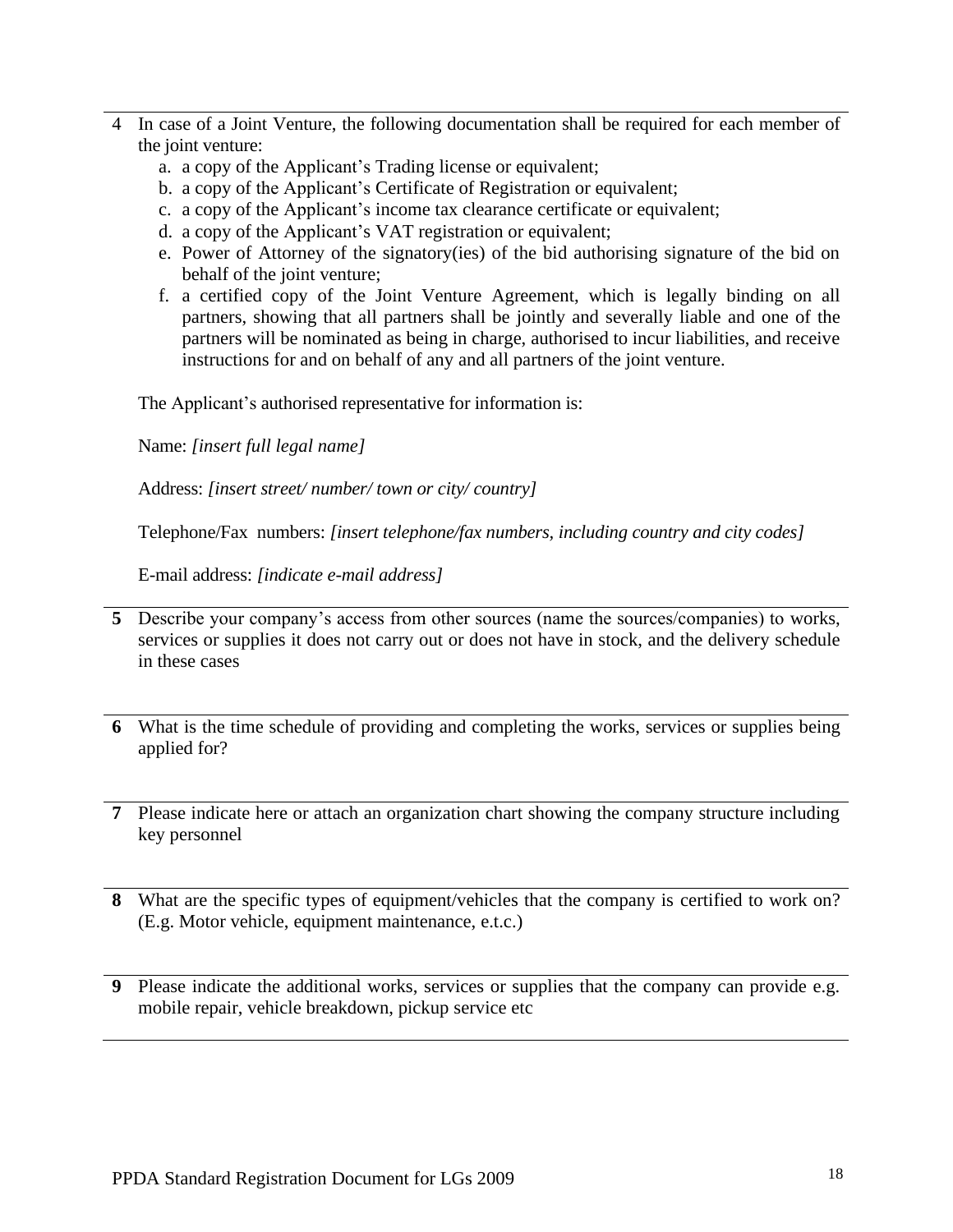4 In case of a Joint Venture, the following documentation shall be required for each member of the joint venture:

   a. a copy of the Applicant's Trading license or equivalent;
   b. a copy of the Applicant's Certificate of Registration or equivalent;
   c. a copy of the Applicant's income tax clearance certificate or equivalent;
   d. a copy of the Applicant's VAT registration or equivalent;
   e. Power of Attorney of the signatory(ies) of the bid authorising signature of the bid on behalf of the joint venture;
   f. a certified copy of the Joint Venture Agreement, which is legally binding on all partners, showing that all partners shall be jointly and severally liable and one of the partners will be nominated as being in charge, authorised to incur liabilities, and receive instructions for and on behalf of any and all partners of the joint venture.

   The Applicant's authorised representative for information is:

   Name: *[insert full legal name]*

   Address: *[insert street/ number/ town or city/ country]*

   Telephone/Fax numbers: *[insert telephone/fax numbers, including country and city codes]*

   E-mail address: *[indicate e-mail address]*

---

**5** Describe your company's access from other sources (name the sources/companies) to works, services or supplies it does not carry out or does not have in stock, and the delivery schedule in these cases

---

**6** What is the time schedule of providing and completing the works, services or supplies being applied for?

---

**7** Please indicate here or attach an organization chart showing the company structure including key personnel

---

**8** What are the specific types of equipment/vehicles that the company is certified to work on? (E.g. Motor vehicle, equipment maintenance, e.t.c.)

---

**9** Please indicate the additional works, services or supplies that the company can provide e.g. mobile repair, vehicle breakdown, pickup service etc

---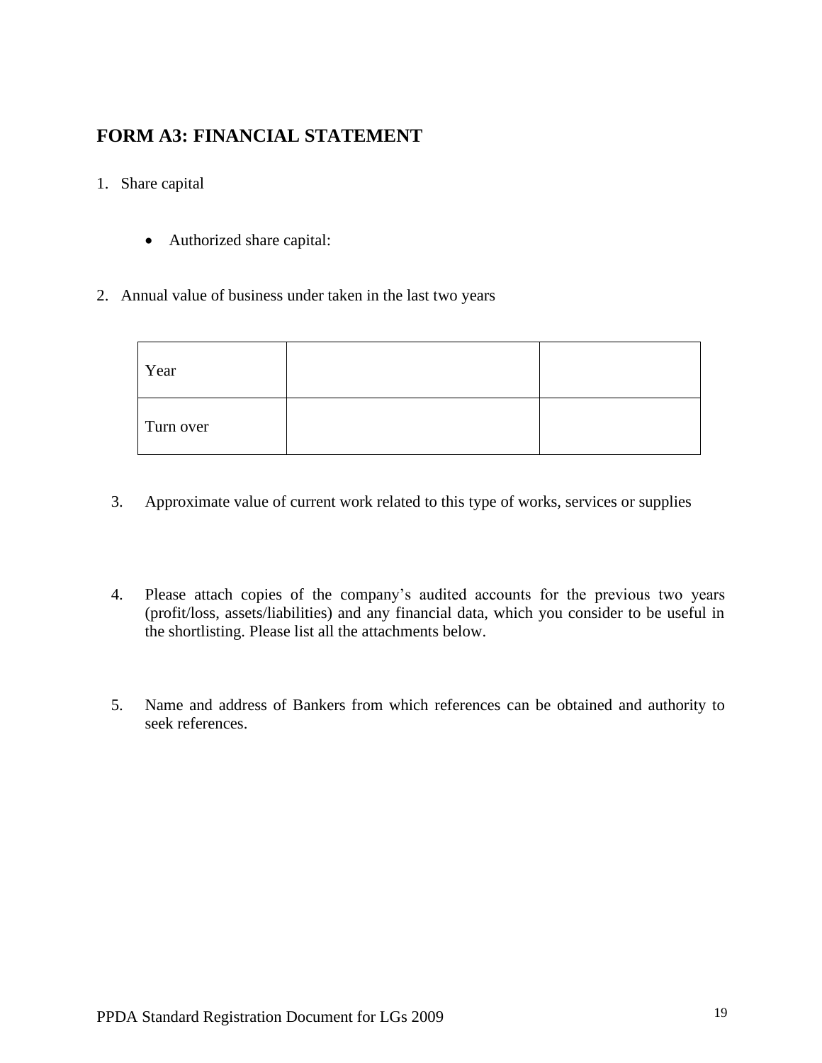## FORM A3: FINANCIAL STATEMENT

1. Share capital

   - Authorized share capital:

2. Annual value of business under taken in the last two years

| Year | | |
|---|---|---|
| Turn over | | |

3. Approximate value of current work related to this type of works, services or supplies

4. Please attach copies of the company's audited accounts for the previous two years (profit/loss, assets/liabilities) and any financial data, which you consider to be useful in the shortlisting. Please list all the attachments below.

5. Name and address of Bankers from which references can be obtained and authority to seek references.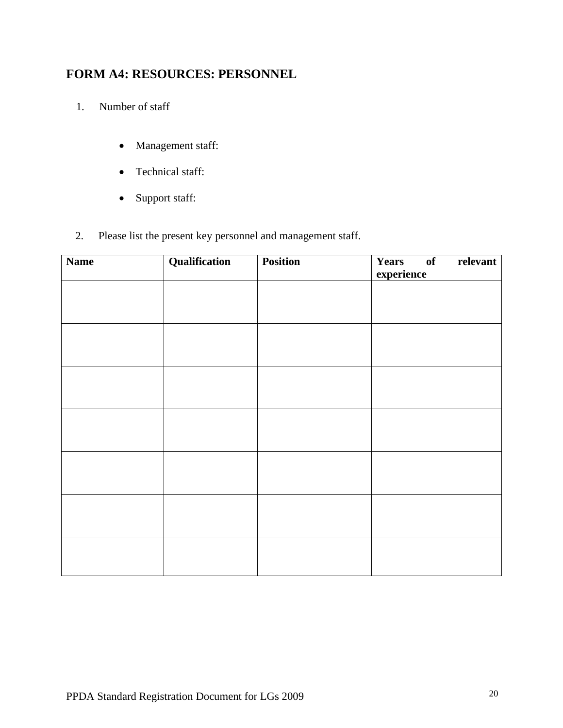## FORM A4: RESOURCES: PERSONNEL

1. Number of staff

    - Management staff:
    - Technical staff:
    - Support staff:

2. Please list the present key personnel and management staff.

| Name | Qualification | Position | Years of relevant experience |
|---|---|---|---|
| | | | |
| | | | |
| | | | |
| | | | |
| | | | |
| | | | |
| | | | |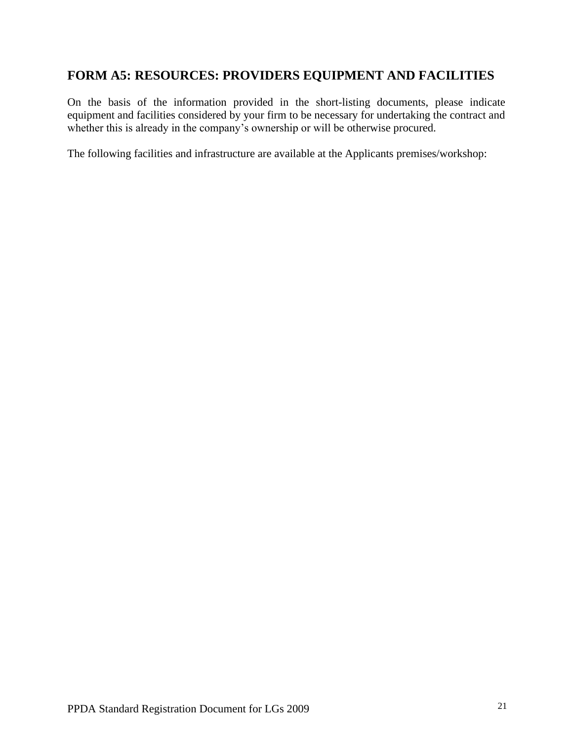## FORM A5: RESOURCES: PROVIDERS EQUIPMENT AND FACILITIES

On the basis of the information provided in the short-listing documents, please indicate equipment and facilities considered by your firm to be necessary for undertaking the contract and whether this is already in the company's ownership or will be otherwise procured.

The following facilities and infrastructure are available at the Applicants premises/workshop: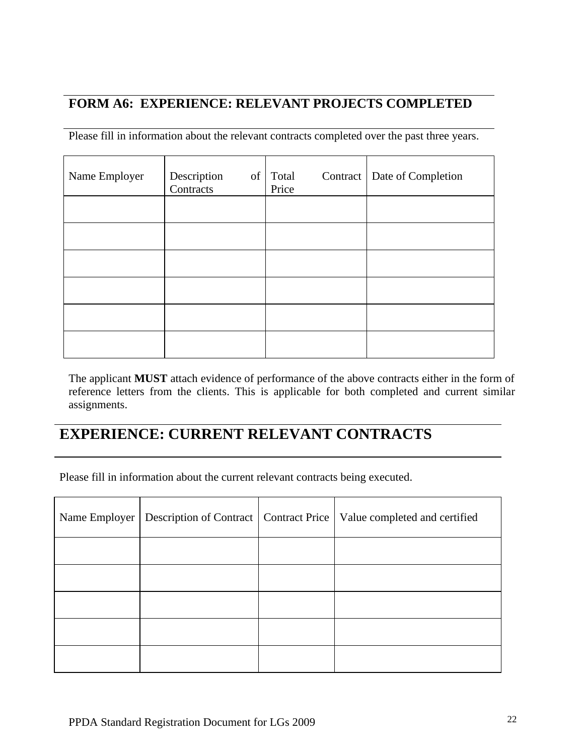## FORM A6: EXPERIENCE: RELEVANT PROJECTS COMPLETED

Please fill in information about the relevant contracts completed over the past three years.

| Name Employer | Description of Contracts | Total Contract Price | Date of Completion |
|---|---|---|---|
| | | | |
| | | | |
| | | | |
| | | | |
| | | | |
| | | | |

The applicant **MUST** attach evidence of performance of the above contracts either in the form of reference letters from the clients. This is applicable for both completed and current similar assignments.

## EXPERIENCE: CURRENT RELEVANT CONTRACTS

Please fill in information about the current relevant contracts being executed.

| Name Employer | Description of Contract | Contract Price | Value completed and certified |
|---|---|---|---|
| | | | |
| | | | |
| | | | |
| | | | |
| | | | |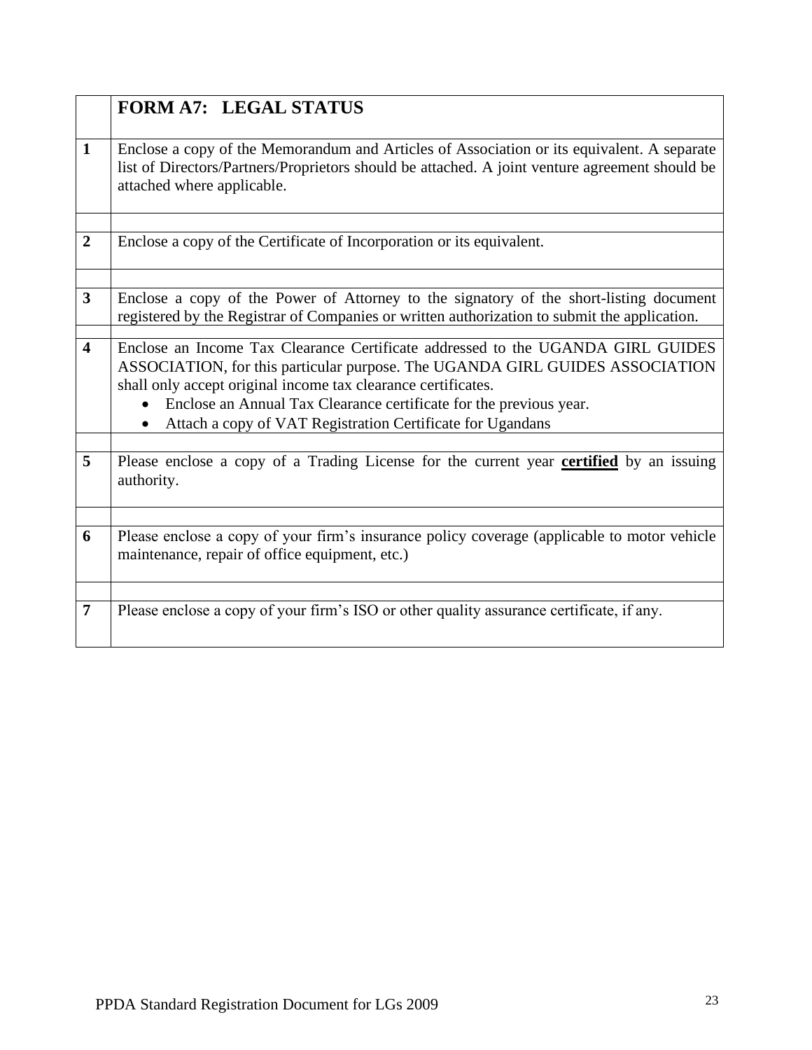|   | **FORM A7: LEGAL STATUS** |
|---|---|
| **1** | Enclose a copy of the Memorandum and Articles of Association or its equivalent. A separate list of Directors/Partners/Proprietors should be attached. A joint venture agreement should be attached where applicable. |
|   |   |
| **2** | Enclose a copy of the Certificate of Incorporation or its equivalent. |
|   |   |
| **3** | Enclose a copy of the Power of Attorney to the signatory of the short-listing document registered by the Registrar of Companies or written authorization to submit the application. |
|   |   |
| **4** | Enclose an Income Tax Clearance Certificate addressed to the UGANDA GIRL GUIDES ASSOCIATION, for this particular purpose. The UGANDA GIRL GUIDES ASSOCIATION shall only accept original income tax clearance certificates.<br>• Enclose an Annual Tax Clearance certificate for the previous year.<br>• Attach a copy of VAT Registration Certificate for Ugandans |
|   |   |
| **5** | Please enclose a copy of a Trading License for the current year **<u>certified</u>** by an issuing authority. |
|   |   |
| **6** | Please enclose a copy of your firm's insurance policy coverage (applicable to motor vehicle maintenance, repair of office equipment, etc.) |
|   |   |
| **7** | Please enclose a copy of your firm's ISO or other quality assurance certificate, if any. |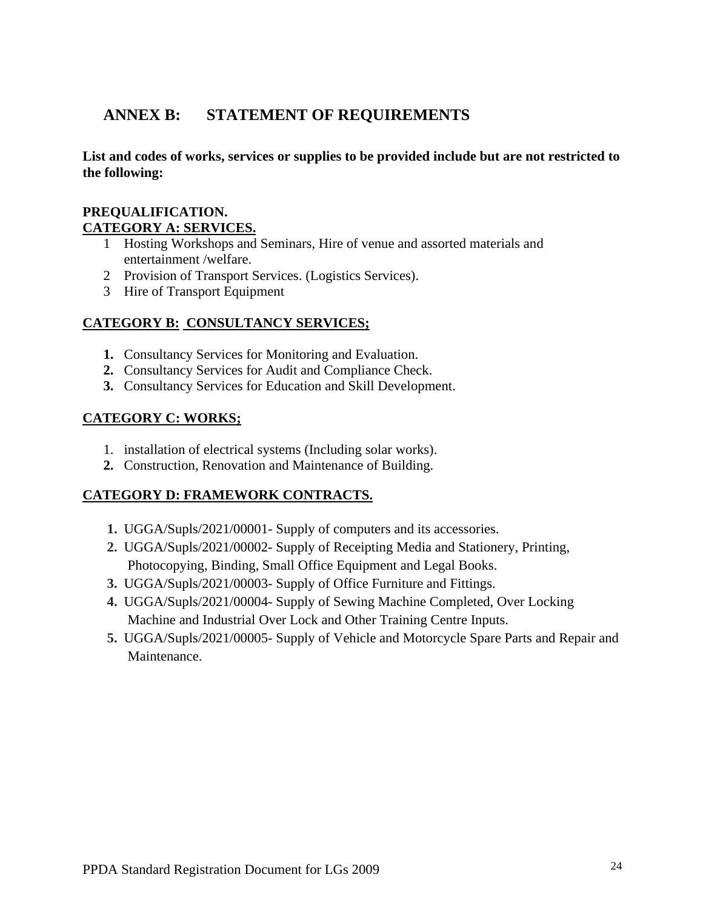## ANNEX B: STATEMENT OF REQUIREMENTS

**List and codes of works, services or supplies to be provided include but are not restricted to the following:**

**PREQUALIFICATION.**

**CATEGORY A: SERVICES.**

1. Hosting Workshops and Seminars, Hire of venue and assorted materials and entertainment /welfare.
2. Provision of Transport Services. (Logistics Services).
3. Hire of Transport Equipment

**CATEGORY B: CONSULTANCY SERVICES;**

1. Consultancy Services for Monitoring and Evaluation.
2. Consultancy Services for Audit and Compliance Check.
3. Consultancy Services for Education and Skill Development.

**CATEGORY C: WORKS;**

1. installation of electrical systems (Including solar works).
2. Construction, Renovation and Maintenance of Building.

**CATEGORY D: FRAMEWORK CONTRACTS.**

1. UGGA/Supls/2021/00001- Supply of computers and its accessories.
2. UGGA/Supls/2021/00002- Supply of Receipting Media and Stationery, Printing, Photocopying, Binding, Small Office Equipment and Legal Books.
3. UGGA/Supls/2021/00003- Supply of Office Furniture and Fittings.
4. UGGA/Supls/2021/00004- Supply of Sewing Machine Completed, Over Locking Machine and Industrial Over Lock and Other Training Centre Inputs.
5. UGGA/Supls/2021/00005- Supply of Vehicle and Motorcycle Spare Parts and Repair and Maintenance.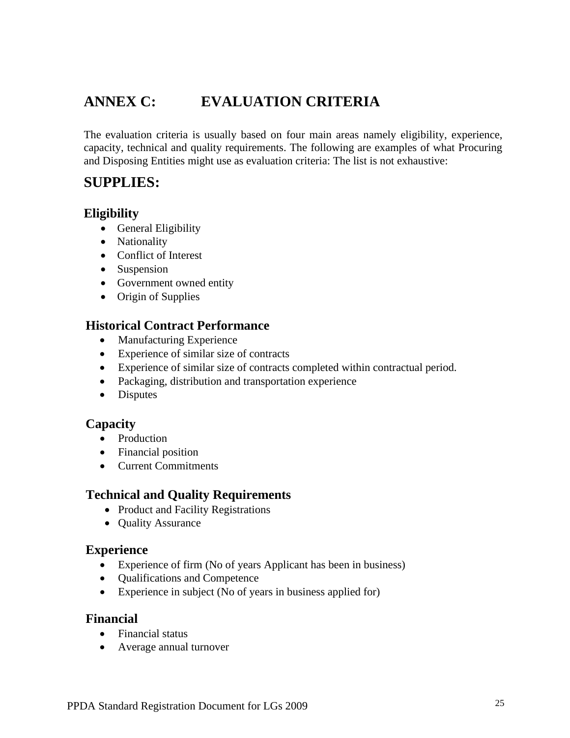# ANNEX C: EVALUATION CRITERIA

The evaluation criteria is usually based on four main areas namely eligibility, experience, capacity, technical and quality requirements. The following are examples of what Procuring and Disposing Entities might use as evaluation criteria: The list is not exhaustive:

## SUPPLIES:

### Eligibility

- General Eligibility
- Nationality
- Conflict of Interest
- Suspension
- Government owned entity
- Origin of Supplies

### Historical Contract Performance

- Manufacturing Experience
- Experience of similar size of contracts
- Experience of similar size of contracts completed within contractual period.
- Packaging, distribution and transportation experience
- Disputes

### Capacity

- Production
- Financial position
- Current Commitments

### Technical and Quality Requirements

- Product and Facility Registrations
- Quality Assurance

### Experience

- Experience of firm (No of years Applicant has been in business)
- Qualifications and Competence
- Experience in subject (No of years in business applied for)

### Financial

- Financial status
- Average annual turnover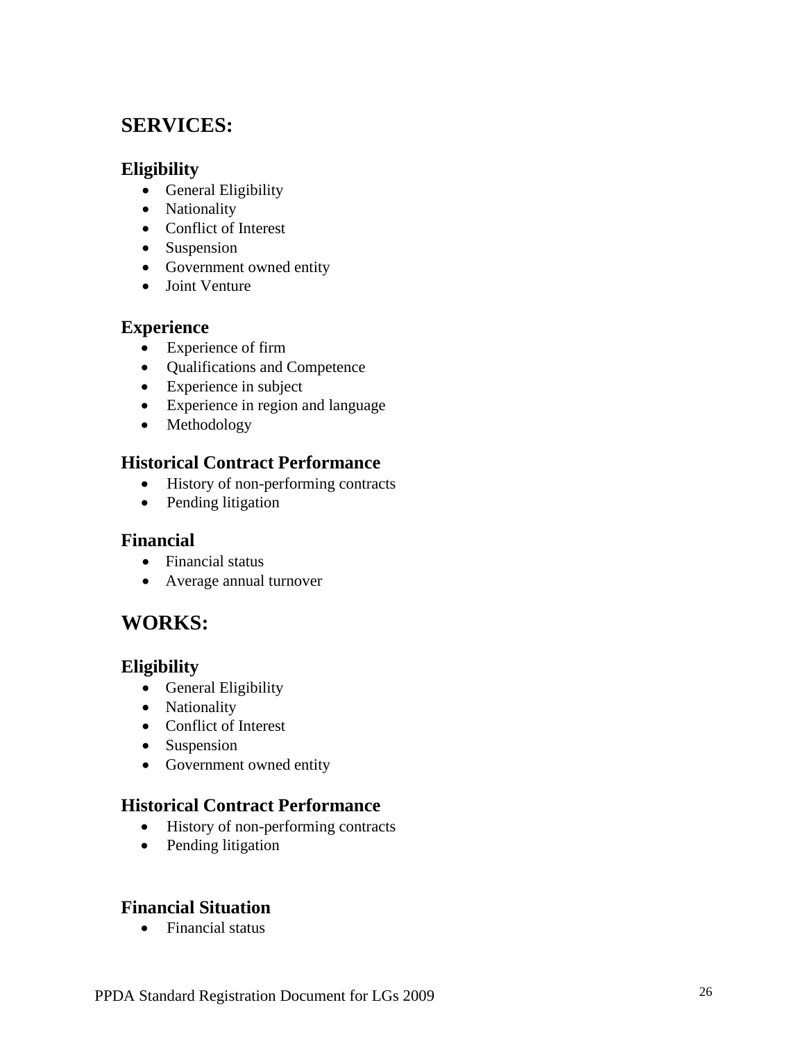## SERVICES:

### Eligibility

- General Eligibility
- Nationality
- Conflict of Interest
- Suspension
- Government owned entity
- Joint Venture

### Experience

- Experience of firm
- Qualifications and Competence
- Experience in subject
- Experience in region and language
- Methodology

### Historical Contract Performance

- History of non-performing contracts
- Pending litigation

### Financial

- Financial status
- Average annual turnover

## WORKS:

### Eligibility

- General Eligibility
- Nationality
- Conflict of Interest
- Suspension
- Government owned entity

### Historical Contract Performance

- History of non-performing contracts
- Pending litigation

### Financial Situation

- Financial status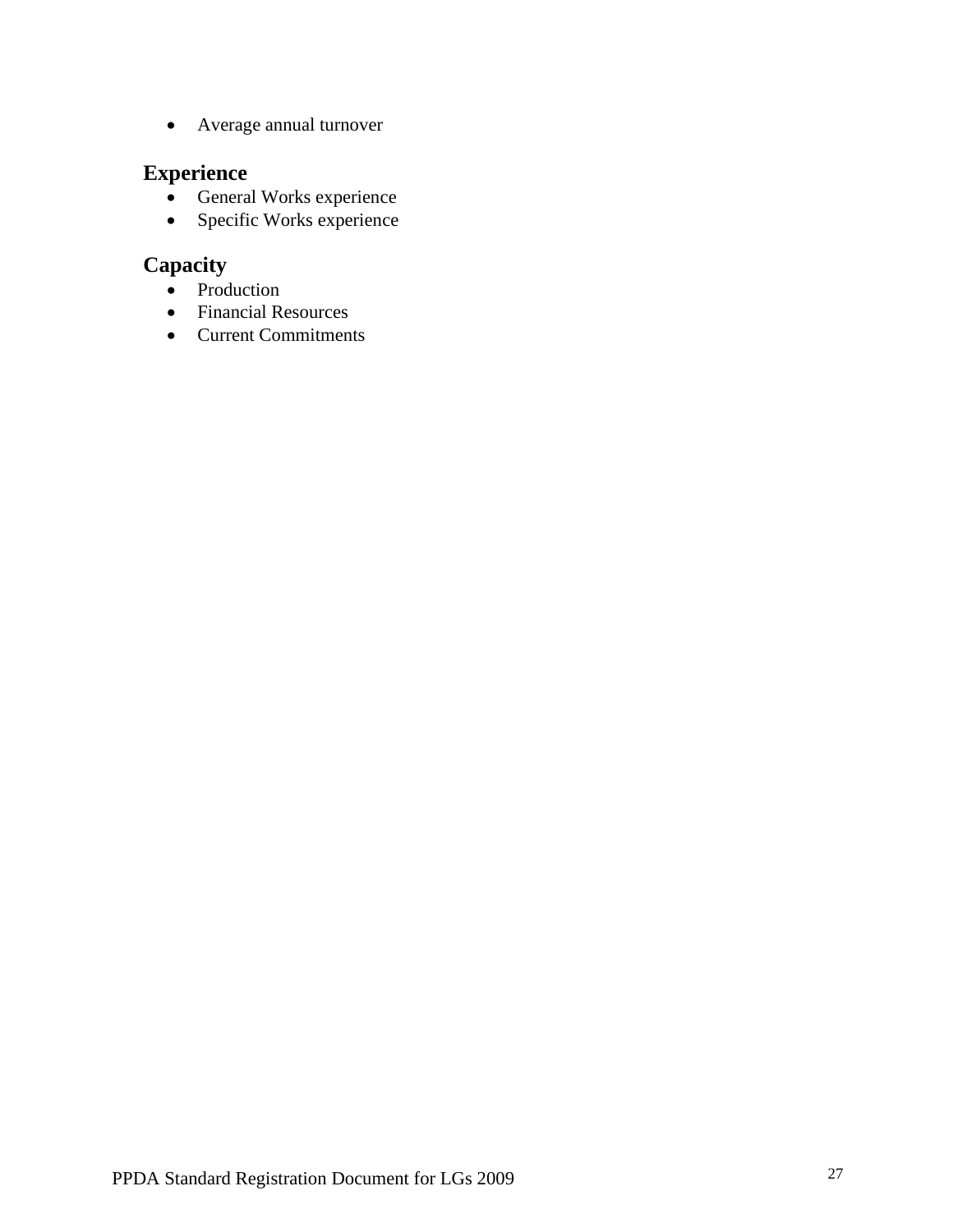- Average annual turnover

## Experience

- General Works experience
- Specific Works experience

## Capacity

- Production
- Financial Resources
- Current Commitments